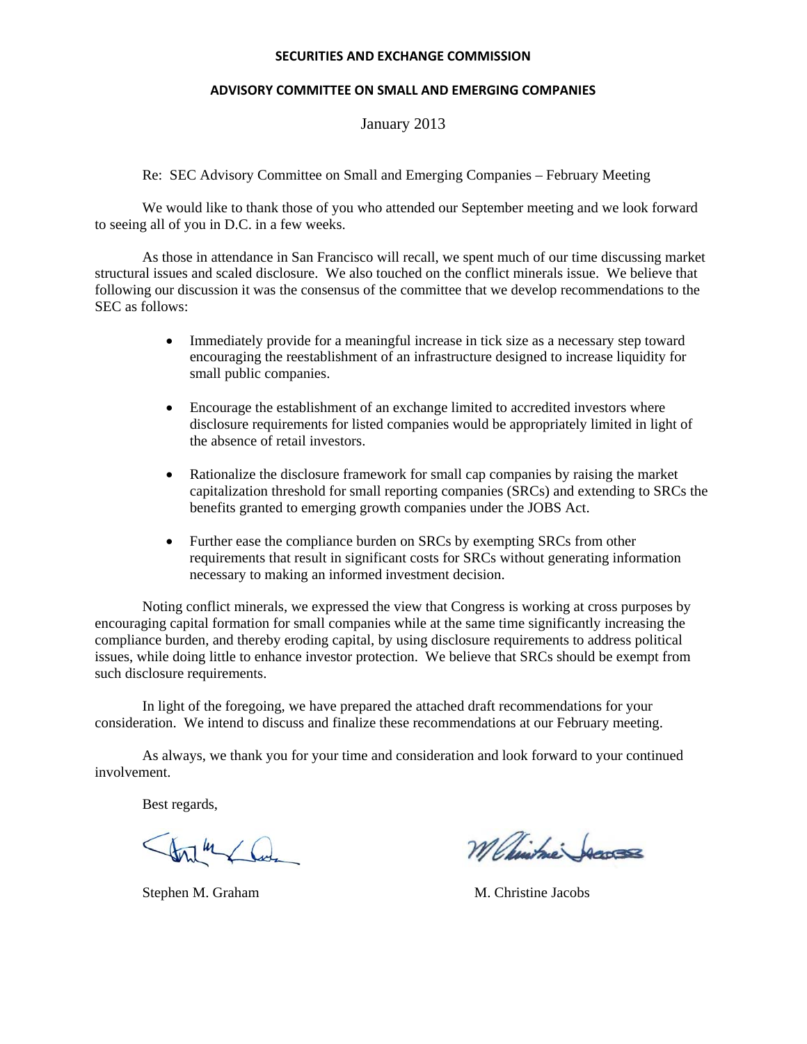**SECURITIES AND EXCHANGE COMMISSION**

**ADVISORY COMMITTEE ON SMALL AND EMERGING COMPANIES**

January 2013

Re: SEC Advisory Committee on Small and Emerging Companies – February Meeting

We would like to thank those of you who attended our September meeting and we look forward to seeing all of you in D.C. in a few weeks.

As those in attendance in San Francisco will recall, we spent much of our time discussing market structural issues and scaled disclosure. We also touched on the conflict minerals issue. We believe that following our discussion it was the consensus of the committee that we develop recommendations to the SEC as follows:

- Immediately provide for a meaningful increase in tick size as a necessary step toward encouraging the reestablishment of an infrastructure designed to increase liquidity for small public companies.
- Encourage the establishment of an exchange limited to accredited investors where disclosure requirements for listed companies would be appropriately limited in light of the absence of retail investors.
- Rationalize the disclosure framework for small cap companies by raising the market capitalization threshold for small reporting companies (SRCs) and extending to SRCs the benefits granted to emerging growth companies under the JOBS Act.
- Further ease the compliance burden on SRCs by exempting SRCs from other requirements that result in significant costs for SRCs without generating information necessary to making an informed investment decision.

Noting conflict minerals, we expressed the view that Congress is working at cross purposes by encouraging capital formation for small companies while at the same time significantly increasing the compliance burden, and thereby eroding capital, by using disclosure requirements to address political issues, while doing little to enhance investor protection. We believe that SRCs should be exempt from such disclosure requirements.

In light of the foregoing, we have prepared the attached draft recommendations for your consideration. We intend to discuss and finalize these recommendations at our February meeting.

As always, we thank you for your time and consideration and look forward to your continued involvement.

Best regards,

Stephen M. Graham

M. Christine Jacobs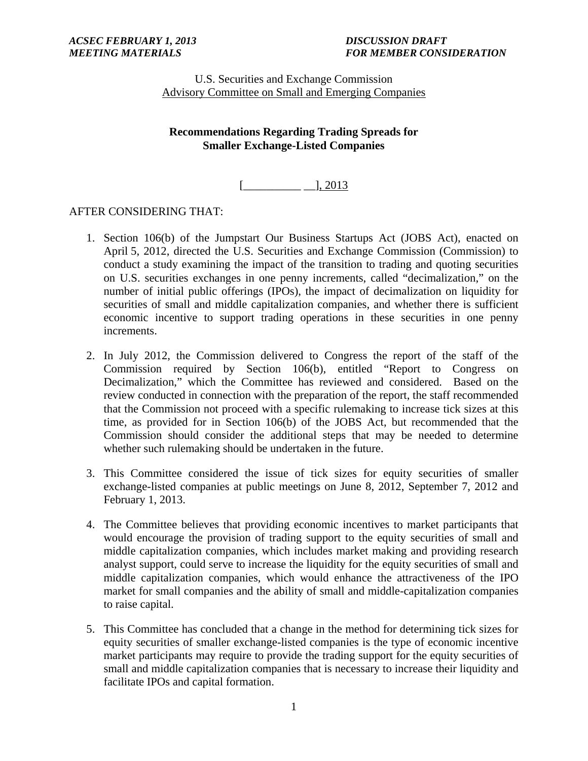U.S. Securities and Exchange Commission
Advisory Committee on Small and Emerging Companies

**Recommendations Regarding Trading Spreads for Smaller Exchange-Listed Companies**

[__________ __], 2013

AFTER CONSIDERING THAT:

1. Section 106(b) of the Jumpstart Our Business Startups Act (JOBS Act), enacted on April 5, 2012, directed the U.S. Securities and Exchange Commission (Commission) to conduct a study examining the impact of the transition to trading and quoting securities on U.S. securities exchanges in one penny increments, called "decimalization," on the number of initial public offerings (IPOs), the impact of decimalization on liquidity for securities of small and middle capitalization companies, and whether there is sufficient economic incentive to support trading operations in these securities in one penny increments.

2. In July 2012, the Commission delivered to Congress the report of the staff of the Commission required by Section 106(b), entitled "Report to Congress on Decimalization," which the Committee has reviewed and considered. Based on the review conducted in connection with the preparation of the report, the staff recommended that the Commission not proceed with a specific rulemaking to increase tick sizes at this time, as provided for in Section 106(b) of the JOBS Act, but recommended that the Commission should consider the additional steps that may be needed to determine whether such rulemaking should be undertaken in the future.

3. This Committee considered the issue of tick sizes for equity securities of smaller exchange-listed companies at public meetings on June 8, 2012, September 7, 2012 and February 1, 2013.

4. The Committee believes that providing economic incentives to market participants that would encourage the provision of trading support to the equity securities of small and middle capitalization companies, which includes market making and providing research analyst support, could serve to increase the liquidity for the equity securities of small and middle capitalization companies, which would enhance the attractiveness of the IPO market for small companies and the ability of small and middle-capitalization companies to raise capital.

5. This Committee has concluded that a change in the method for determining tick sizes for equity securities of smaller exchange-listed companies is the type of economic incentive market participants may require to provide the trading support for the equity securities of small and middle capitalization companies that is necessary to increase their liquidity and facilitate IPOs and capital formation.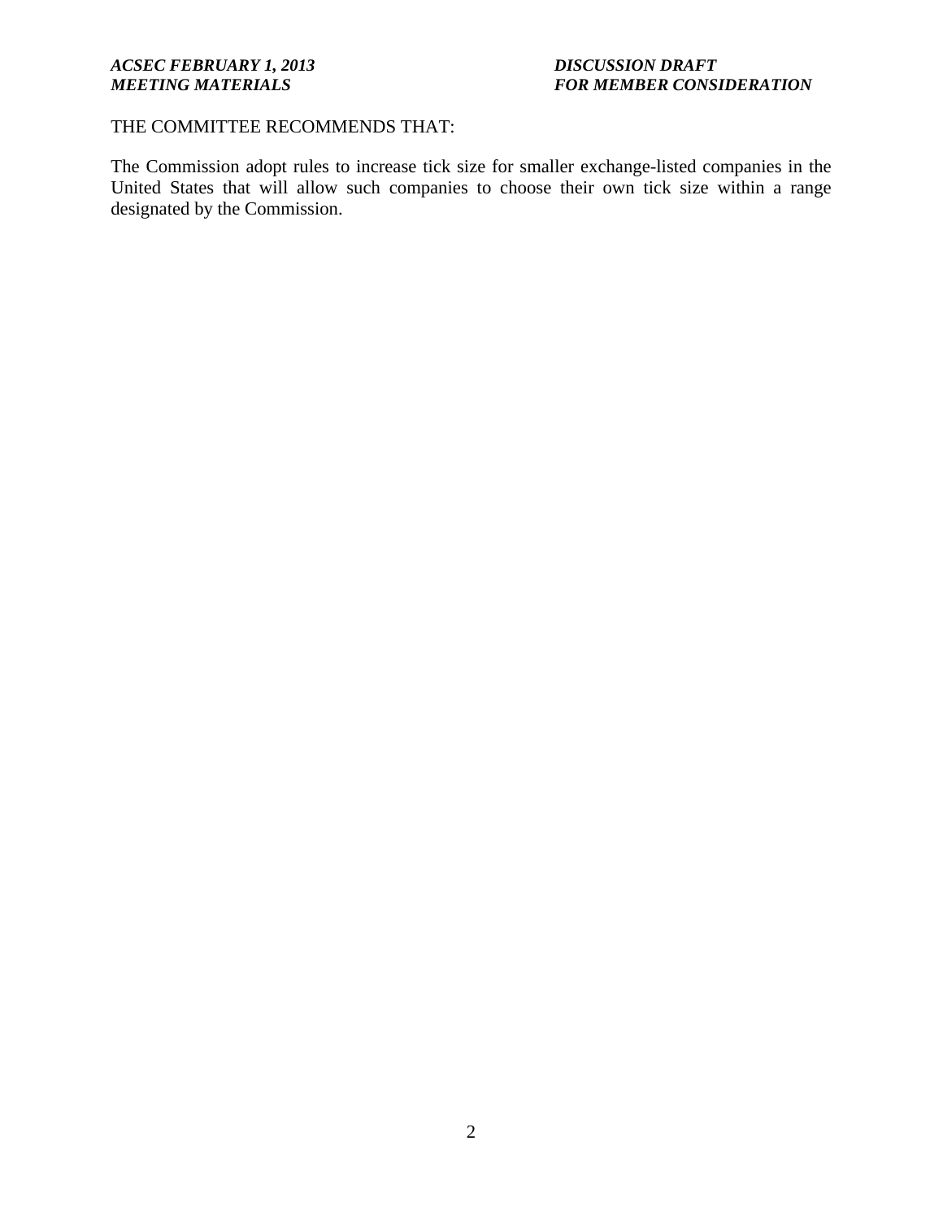THE COMMITTEE RECOMMENDS THAT:

The Commission adopt rules to increase tick size for smaller exchange-listed companies in the United States that will allow such companies to choose their own tick size within a range designated by the Commission.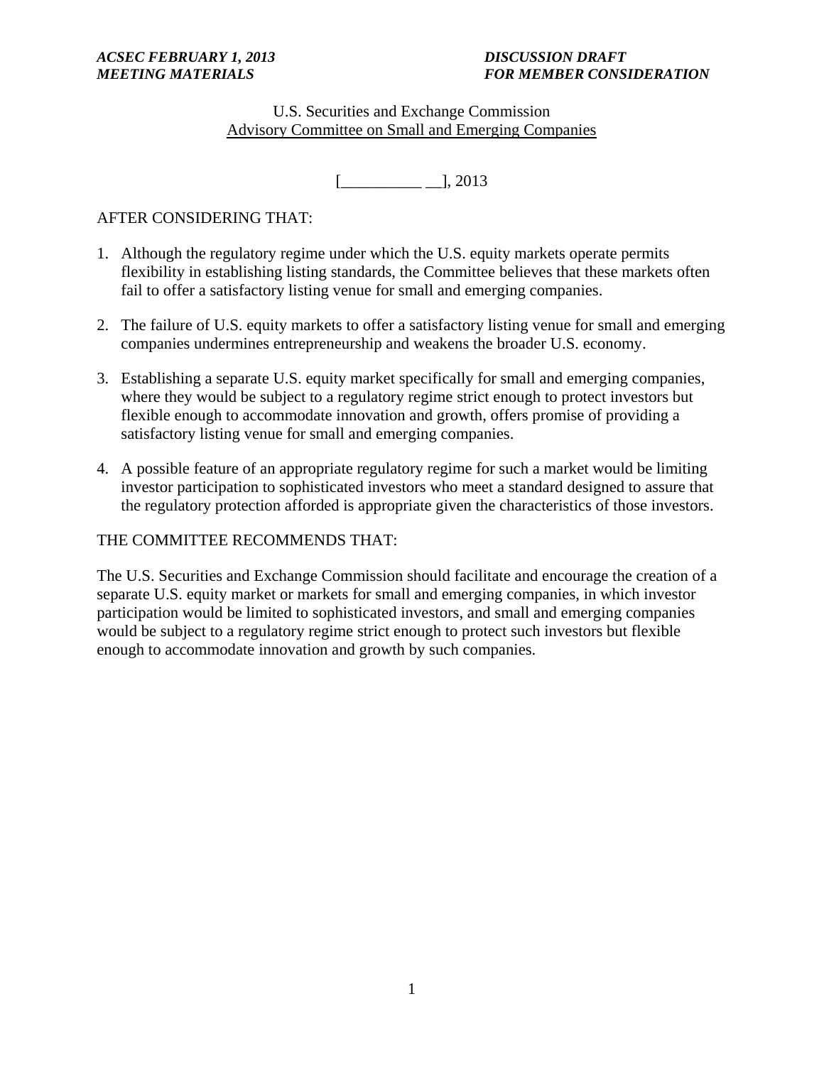ACSEC FEBRUARY 1, 2013 MEETING MATERIALS — DISCUSSION DRAFT FOR MEMBER CONSIDERATION

U.S. Securities and Exchange Commission
Advisory Committee on Small and Emerging Companies

[__________ __], 2013

AFTER CONSIDERING THAT:

1. Although the regulatory regime under which the U.S. equity markets operate permits flexibility in establishing listing standards, the Committee believes that these markets often fail to offer a satisfactory listing venue for small and emerging companies.

2. The failure of U.S. equity markets to offer a satisfactory listing venue for small and emerging companies undermines entrepreneurship and weakens the broader U.S. economy.

3. Establishing a separate U.S. equity market specifically for small and emerging companies, where they would be subject to a regulatory regime strict enough to protect investors but flexible enough to accommodate innovation and growth, offers promise of providing a satisfactory listing venue for small and emerging companies.

4. A possible feature of an appropriate regulatory regime for such a market would be limiting investor participation to sophisticated investors who meet a standard designed to assure that the regulatory protection afforded is appropriate given the characteristics of those investors.

THE COMMITTEE RECOMMENDS THAT:

The U.S. Securities and Exchange Commission should facilitate and encourage the creation of a separate U.S. equity market or markets for small and emerging companies, in which investor participation would be limited to sophisticated investors, and small and emerging companies would be subject to a regulatory regime strict enough to protect such investors but flexible enough to accommodate innovation and growth by such companies.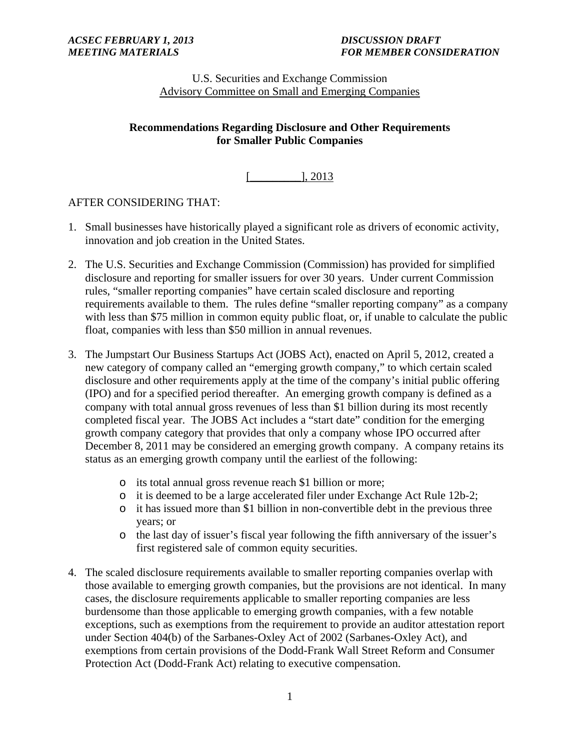*ACSEC FEBRUARY 1, 2013*
*MEETING MATERIALS*

*DISCUSSION DRAFT*
*FOR MEMBER CONSIDERATION*

U.S. Securities and Exchange Commission
Advisory Committee on Small and Emerging Companies

**Recommendations Regarding Disclosure and Other Requirements for Smaller Public Companies**

[_________], 2013

AFTER CONSIDERING THAT:

1. Small businesses have historically played a significant role as drivers of economic activity, innovation and job creation in the United States.

2. The U.S. Securities and Exchange Commission (Commission) has provided for simplified disclosure and reporting for smaller issuers for over 30 years. Under current Commission rules, "smaller reporting companies" have certain scaled disclosure and reporting requirements available to them. The rules define "smaller reporting company" as a company with less than $75 million in common equity public float, or, if unable to calculate the public float, companies with less than $50 million in annual revenues.

3. The Jumpstart Our Business Startups Act (JOBS Act), enacted on April 5, 2012, created a new category of company called an "emerging growth company," to which certain scaled disclosure and other requirements apply at the time of the company's initial public offering (IPO) and for a specified period thereafter. An emerging growth company is defined as a company with total annual gross revenues of less than $1 billion during its most recently completed fiscal year. The JOBS Act includes a "start date" condition for the emerging growth company category that provides that only a company whose IPO occurred after December 8, 2011 may be considered an emerging growth company. A company retains its status as an emerging growth company until the earliest of the following:

   - its total annual gross revenue reach $1 billion or more;
   - it is deemed to be a large accelerated filer under Exchange Act Rule 12b-2;
   - it has issued more than $1 billion in non-convertible debt in the previous three years; or
   - the last day of issuer's fiscal year following the fifth anniversary of the issuer's first registered sale of common equity securities.

4. The scaled disclosure requirements available to smaller reporting companies overlap with those available to emerging growth companies, but the provisions are not identical. In many cases, the disclosure requirements applicable to smaller reporting companies are less burdensome than those applicable to emerging growth companies, with a few notable exceptions, such as exemptions from the requirement to provide an auditor attestation report under Section 404(b) of the Sarbanes-Oxley Act of 2002 (Sarbanes-Oxley Act), and exemptions from certain provisions of the Dodd-Frank Wall Street Reform and Consumer Protection Act (Dodd-Frank Act) relating to executive compensation.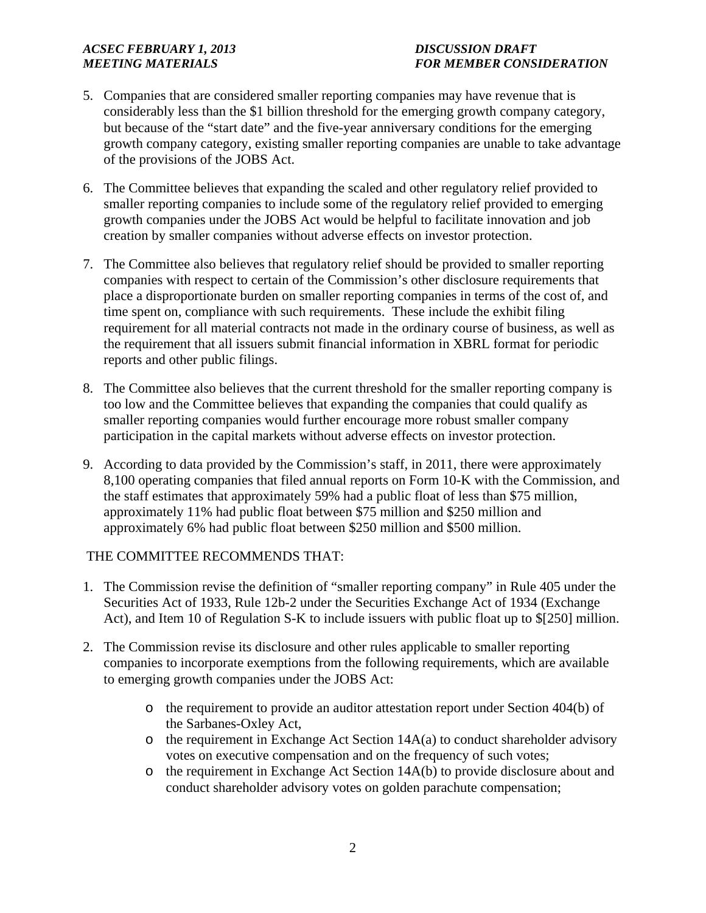5. Companies that are considered smaller reporting companies may have revenue that is considerably less than the $1 billion threshold for the emerging growth company category, but because of the "start date" and the five-year anniversary conditions for the emerging growth company category, existing smaller reporting companies are unable to take advantage of the provisions of the JOBS Act.

6. The Committee believes that expanding the scaled and other regulatory relief provided to smaller reporting companies to include some of the regulatory relief provided to emerging growth companies under the JOBS Act would be helpful to facilitate innovation and job creation by smaller companies without adverse effects on investor protection.

7. The Committee also believes that regulatory relief should be provided to smaller reporting companies with respect to certain of the Commission's other disclosure requirements that place a disproportionate burden on smaller reporting companies in terms of the cost of, and time spent on, compliance with such requirements. These include the exhibit filing requirement for all material contracts not made in the ordinary course of business, as well as the requirement that all issuers submit financial information in XBRL format for periodic reports and other public filings.

8. The Committee also believes that the current threshold for the smaller reporting company is too low and the Committee believes that expanding the companies that could qualify as smaller reporting companies would further encourage more robust smaller company participation in the capital markets without adverse effects on investor protection.

9. According to data provided by the Commission's staff, in 2011, there were approximately 8,100 operating companies that filed annual reports on Form 10-K with the Commission, and the staff estimates that approximately 59% had a public float of less than $75 million, approximately 11% had public float between $75 million and $250 million and approximately 6% had public float between $250 million and $500 million.

THE COMMITTEE RECOMMENDS THAT:

1. The Commission revise the definition of "smaller reporting company" in Rule 405 under the Securities Act of 1933, Rule 12b-2 under the Securities Exchange Act of 1934 (Exchange Act), and Item 10 of Regulation S-K to include issuers with public float up to $[250] million.

2. The Commission revise its disclosure and other rules applicable to smaller reporting companies to incorporate exemptions from the following requirements, which are available to emerging growth companies under the JOBS Act:

   - the requirement to provide an auditor attestation report under Section 404(b) of the Sarbanes-Oxley Act,
   - the requirement in Exchange Act Section 14A(a) to conduct shareholder advisory votes on executive compensation and on the frequency of such votes;
   - the requirement in Exchange Act Section 14A(b) to provide disclosure about and conduct shareholder advisory votes on golden parachute compensation;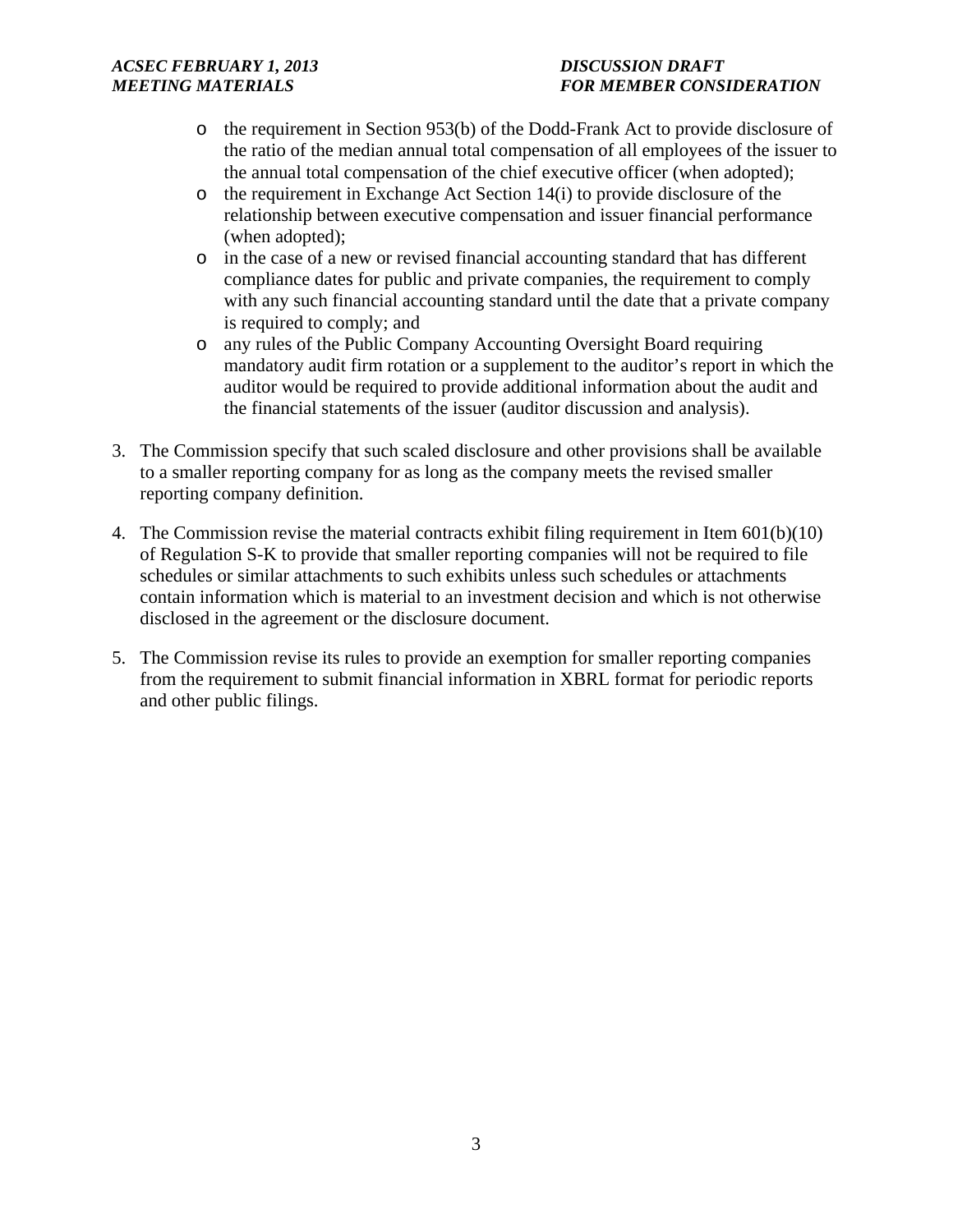- the requirement in Section 953(b) of the Dodd-Frank Act to provide disclosure of the ratio of the median annual total compensation of all employees of the issuer to the annual total compensation of the chief executive officer (when adopted);
- the requirement in Exchange Act Section 14(i) to provide disclosure of the relationship between executive compensation and issuer financial performance (when adopted);
- in the case of a new or revised financial accounting standard that has different compliance dates for public and private companies, the requirement to comply with any such financial accounting standard until the date that a private company is required to comply; and
- any rules of the Public Company Accounting Oversight Board requiring mandatory audit firm rotation or a supplement to the auditor's report in which the auditor would be required to provide additional information about the audit and the financial statements of the issuer (auditor discussion and analysis).

3. The Commission specify that such scaled disclosure and other provisions shall be available to a smaller reporting company for as long as the company meets the revised smaller reporting company definition.

4. The Commission revise the material contracts exhibit filing requirement in Item 601(b)(10) of Regulation S-K to provide that smaller reporting companies will not be required to file schedules or similar attachments to such exhibits unless such schedules or attachments contain information which is material to an investment decision and which is not otherwise disclosed in the agreement or the disclosure document.

5. The Commission revise its rules to provide an exemption for smaller reporting companies from the requirement to submit financial information in XBRL format for periodic reports and other public filings.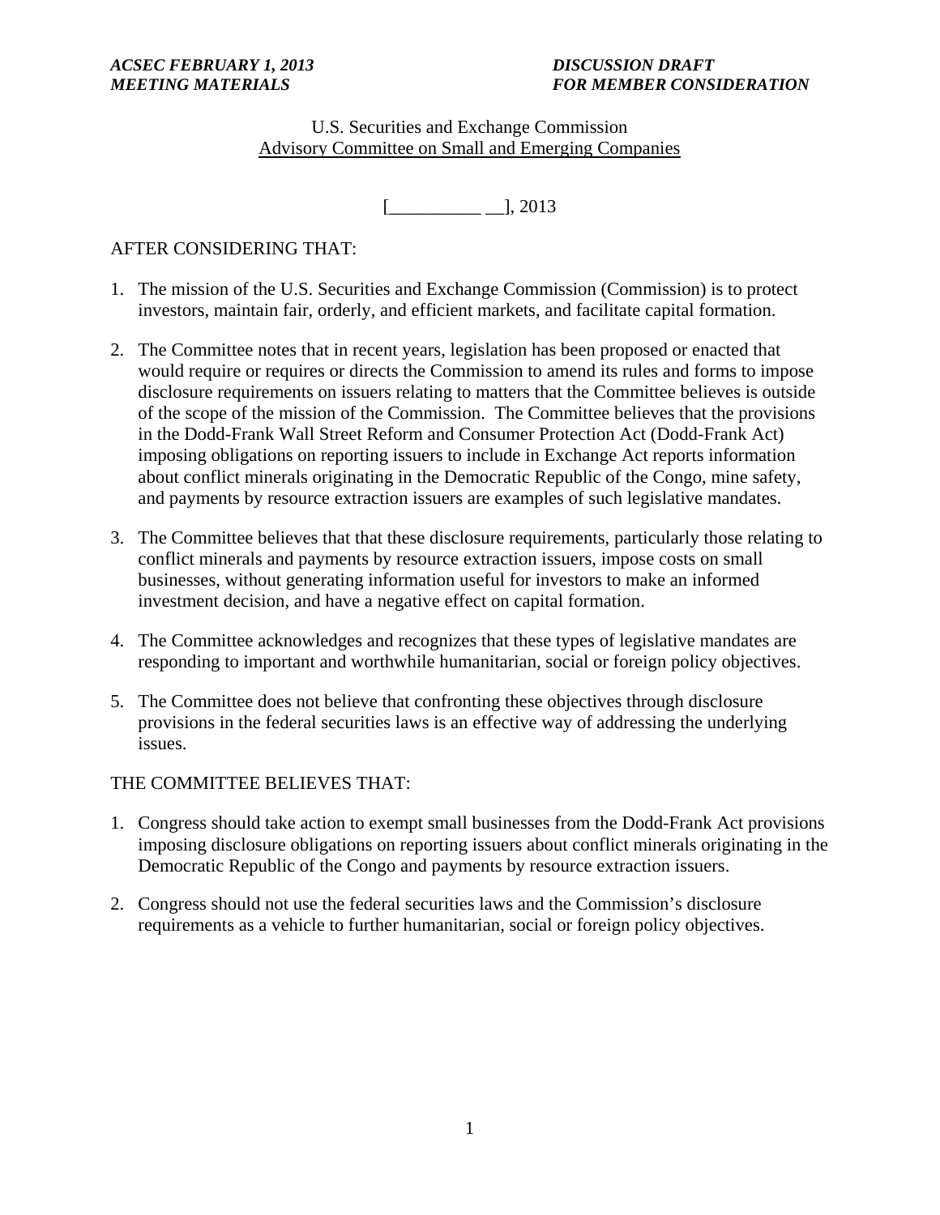*ACSEC FEBRUARY 1, 2013*
*MEETING MATERIALS*

*DISCUSSION DRAFT*
*FOR MEMBER CONSIDERATION*

U.S. Securities and Exchange Commission
Advisory Committee on Small and Emerging Companies

[__________ __], 2013

AFTER CONSIDERING THAT:

1. The mission of the U.S. Securities and Exchange Commission (Commission) is to protect investors, maintain fair, orderly, and efficient markets, and facilitate capital formation.

2. The Committee notes that in recent years, legislation has been proposed or enacted that would require or requires or directs the Commission to amend its rules and forms to impose disclosure requirements on issuers relating to matters that the Committee believes is outside of the scope of the mission of the Commission. The Committee believes that the provisions in the Dodd-Frank Wall Street Reform and Consumer Protection Act (Dodd-Frank Act) imposing obligations on reporting issuers to include in Exchange Act reports information about conflict minerals originating in the Democratic Republic of the Congo, mine safety, and payments by resource extraction issuers are examples of such legislative mandates.

3. The Committee believes that that these disclosure requirements, particularly those relating to conflict minerals and payments by resource extraction issuers, impose costs on small businesses, without generating information useful for investors to make an informed investment decision, and have a negative effect on capital formation.

4. The Committee acknowledges and recognizes that these types of legislative mandates are responding to important and worthwhile humanitarian, social or foreign policy objectives.

5. The Committee does not believe that confronting these objectives through disclosure provisions in the federal securities laws is an effective way of addressing the underlying issues.

THE COMMITTEE BELIEVES THAT:

1. Congress should take action to exempt small businesses from the Dodd-Frank Act provisions imposing disclosure obligations on reporting issuers about conflict minerals originating in the Democratic Republic of the Congo and payments by resource extraction issuers.

2. Congress should not use the federal securities laws and the Commission's disclosure requirements as a vehicle to further humanitarian, social or foreign policy objectives.